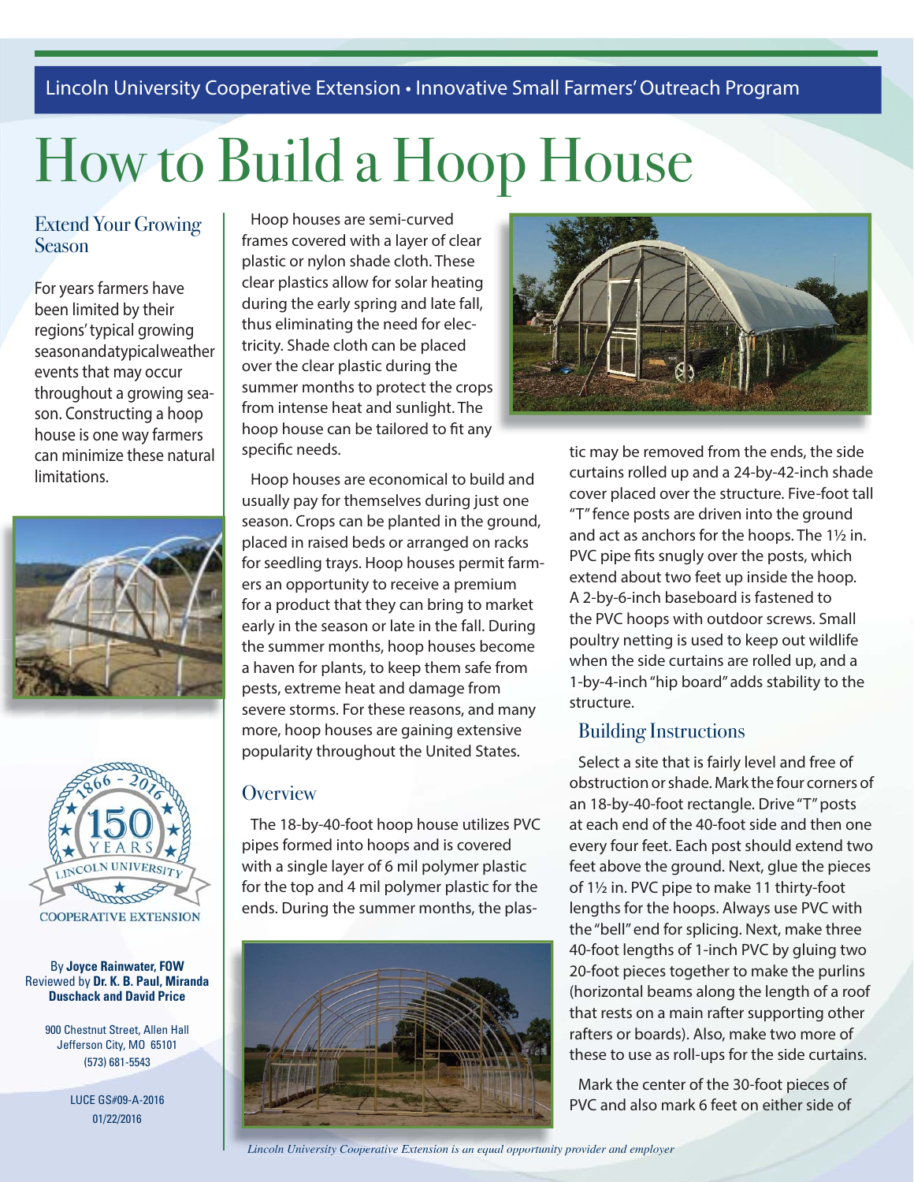Lincoln University Cooperative Extension • Innovative Small Farmers' Outreach Program

# How to Build a Hoop House

## Extend Your Growing Season

For years farmers have been limited by their regions' typical growing season and atypical weather events that may occur throughout a growing season. Constructing a hoop house is one way farmers can minimize these natural limitations.

COOPERATIVE EXTENSION

By **Joyce Rainwater, FOW**
Reviewed by **Dr. K. B. Paul, Miranda Duschack and David Price**

900 Chestnut Street, Allen Hall
Jefferson City, MO 65101
(573) 681-5543

LUCE GS#09-A-2016
01/22/2016

Hoop houses are semi-curved frames covered with a layer of clear plastic or nylon shade cloth. These clear plastics allow for solar heating during the early spring and late fall, thus eliminating the need for electricity. Shade cloth can be placed over the clear plastic during the summer months to protect the crops from intense heat and sunlight. The hoop house can be tailored to fit any specific needs.

Hoop houses are economical to build and usually pay for themselves during just one season. Crops can be planted in the ground, placed in raised beds or arranged on racks for seedling trays. Hoop houses permit farmers an opportunity to receive a premium for a product that they can bring to market early in the season or late in the fall. During the summer months, hoop houses become a haven for plants, to keep them safe from pests, extreme heat and damage from severe storms. For these reasons, and many more, hoop houses are gaining extensive popularity throughout the United States.

## Overview

The 18-by-40-foot hoop house utilizes PVC pipes formed into hoops and is covered with a single layer of 6 mil polymer plastic for the top and 4 mil polymer plastic for the ends. During the summer months, the plastic may be removed from the ends, the side curtains rolled up and a 24-by-42-inch shade cover placed over the structure. Five-foot tall "T" fence posts are driven into the ground and act as anchors for the hoops. The 1½ in. PVC pipe fits snugly over the posts, which extend about two feet up inside the hoop. A 2-by-6-inch baseboard is fastened to the PVC hoops with outdoor screws. Small poultry netting is used to keep out wildlife when the side curtains are rolled up, and a 1-by-4-inch "hip board" adds stability to the structure.

## Building Instructions

Select a site that is fairly level and free of obstruction or shade. Mark the four corners of an 18-by-40-foot rectangle. Drive "T" posts at each end of the 40-foot side and then one every four feet. Each post should extend two feet above the ground. Next, glue the pieces of 1½ in. PVC pipe to make 11 thirty-foot lengths for the hoops. Always use PVC with the "bell" end for splicing. Next, make three 40-foot lengths of 1-inch PVC by gluing two 20-foot pieces together to make the purlins (horizontal beams along the length of a roof that rests on a main rafter supporting other rafters or boards). Also, make two more of these to use as roll-ups for the side curtains.

Mark the center of the 30-foot pieces of PVC and also mark 6 feet on either side of

*Lincoln University Cooperative Extension is an equal opportunity provider and employer*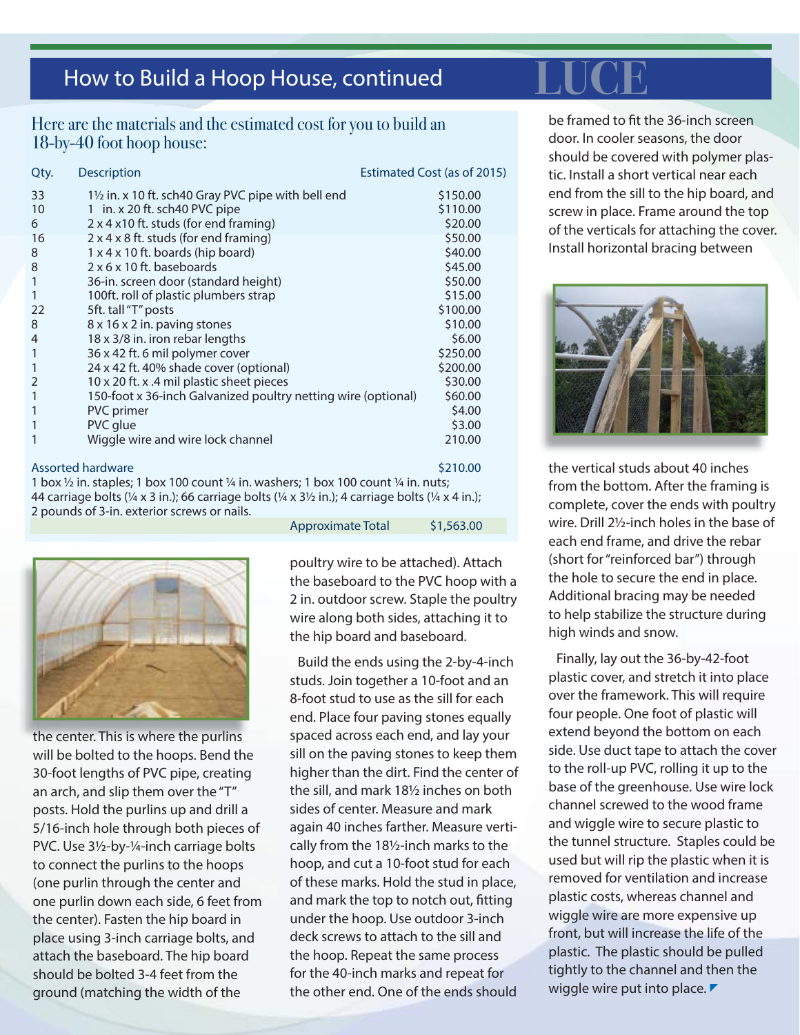## How to Build a Hoop House, continued

### Here are the materials and the estimated cost for you to build an 18-by-40 foot hoop house:

| Qty. | Description | Estimated Cost (as of 2015) |
|---|---|---|
| 33 | 1½ in. x 10 ft. sch40 Gray PVC pipe with bell end | $150.00 |
| 10 | 1 in. x 20 ft. sch40 PVC pipe | $110.00 |
| 6 | 2 x 4 x10 ft. studs (for end framing) | $20.00 |
| 16 | 2 x 4 x 8 ft. studs (for end framing) | $50.00 |
| 8 | 1 x 4 x 10 ft. boards (hip board) | $40.00 |
| 8 | 2 x 6 x 10 ft. baseboards | $45.00 |
| 1 | 36-in. screen door (standard height) | $50.00 |
| 1 | 100ft. roll of plastic plumbers strap | $15.00 |
| 22 | 5ft. tall "T" posts | $100.00 |
| 8 | 8 x 16 x 2 in. paving stones | $10.00 |
| 4 | 18 x 3/8 in. iron rebar lengths | $6.00 |
| 1 | 36 x 42 ft. 6 mil polymer cover | $250.00 |
| 1 | 24 x 42 ft. 40% shade cover (optional) | $200.00 |
| 2 | 10 x 20 ft. x .4 mil plastic sheet pieces | $30.00 |
| 1 | 150-foot x 36-inch Galvanized poultry netting wire (optional) | $60.00 |
| 1 | PVC primer | $4.00 |
| 1 | PVC glue | $3.00 |
| 1 | Wiggle wire and wire lock channel | 210.00 |
| | Assorted hardware | $210.00 |
| | Approximate Total | $1,563.00 |

Assorted hardware: 1 box ½ in. staples; 1 box 100 count ¼ in. washers; 1 box 100 count ¼ in. nuts; 44 carriage bolts (¼ x 3 in.); 66 carriage bolts (¼ x 3½ in.); 4 carriage bolts (¼ x 4 in.); 2 pounds of 3-in. exterior screws or nails.

the center. This is where the purlins will be bolted to the hoops. Bend the 30-foot lengths of PVC pipe, creating an arch, and slip them over the "T" posts. Hold the purlins up and drill a 5/16-inch hole through both pieces of PVC. Use 3½-by-¼-inch carriage bolts to connect the purlins to the hoops (one purlin through the center and one purlin down each side, 6 feet from the center). Fasten the hip board in place using 3-inch carriage bolts, and attach the baseboard. The hip board should be bolted 3-4 feet from the ground (matching the width of the poultry wire to be attached). Attach the baseboard to the PVC hoop with a 2 in. outdoor screw. Staple the poultry wire along both sides, attaching it to the hip board and baseboard.

Build the ends using the 2-by-4-inch studs. Join together a 10-foot and an 8-foot stud to use as the sill for each end. Place four paving stones equally spaced across each end, and lay your sill on the paving stones to keep them higher than the dirt. Find the center of the sill, and mark 18½ inches on both sides of center. Measure and mark again 40 inches farther. Measure vertically from the 18½-inch marks to the hoop, and cut a 10-foot stud for each of these marks. Hold the stud in place, and mark the top to notch out, fitting under the hoop. Use outdoor 3-inch deck screws to attach to the sill and the hoop. Repeat the same process for the 40-inch marks and repeat for the other end. One of the ends should be framed to fit the 36-inch screen door. In cooler seasons, the door should be covered with polymer plastic. Install a short vertical near each end from the sill to the hip board, and screw in place. Frame around the top of the verticals for attaching the cover. Install horizontal bracing between the vertical studs about 40 inches from the bottom. After the framing is complete, cover the ends with poultry wire. Drill 2½-inch holes in the base of each end frame, and drive the rebar (short for "reinforced bar") through the hole to secure the end in place. Additional bracing may be needed to help stabilize the structure during high winds and snow.

Finally, lay out the 36-by-42-foot plastic cover, and stretch it into place over the framework. This will require four people. One foot of plastic will extend beyond the bottom on each side. Use duct tape to attach the cover to the roll-up PVC, rolling it up to the base of the greenhouse. Use wire lock channel screwed to the wood frame and wiggle wire to secure plastic to the tunnel structure. Staples could be used but will rip the plastic when it is removed for ventilation and increase plastic costs, whereas channel and wiggle wire are more expensive up front, but will increase the life of the plastic. The plastic should be pulled tightly to the channel and then the wiggle wire put into place.